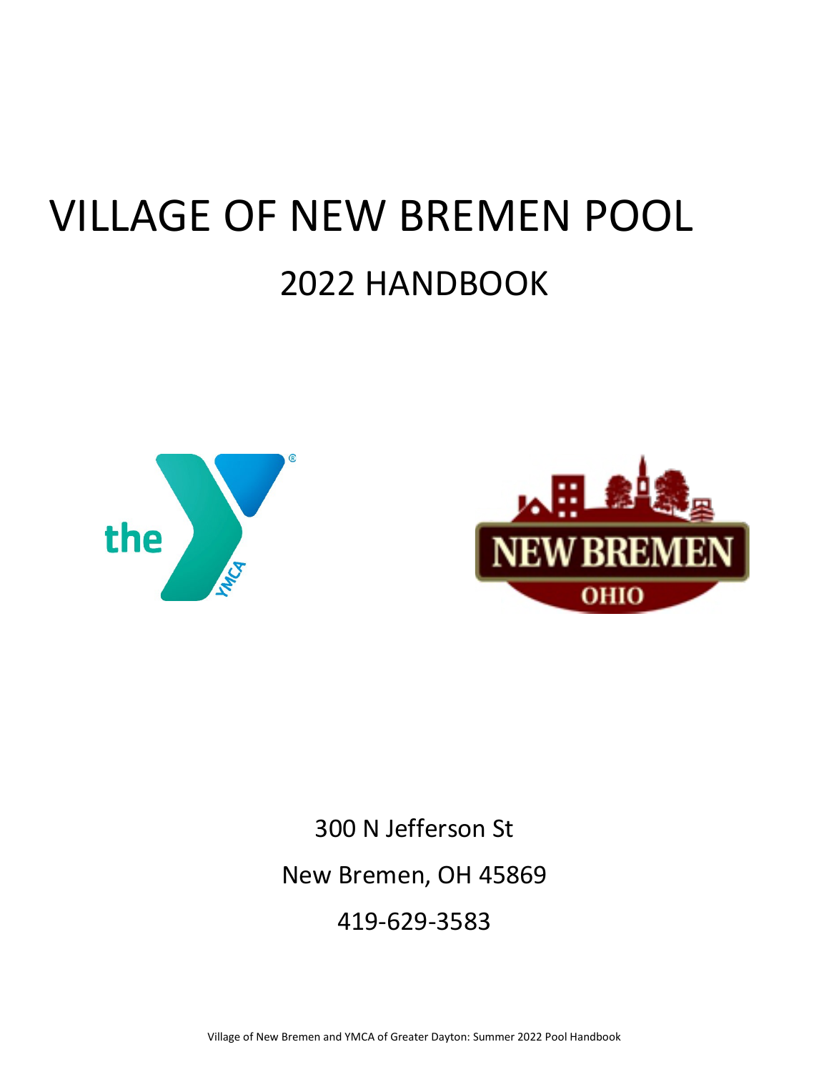# VILLAGE OF NEW BREMEN POOL

## 2022 HANDBOOK

300 N Jefferson St

New Bremen, OH 45869

419-629-3583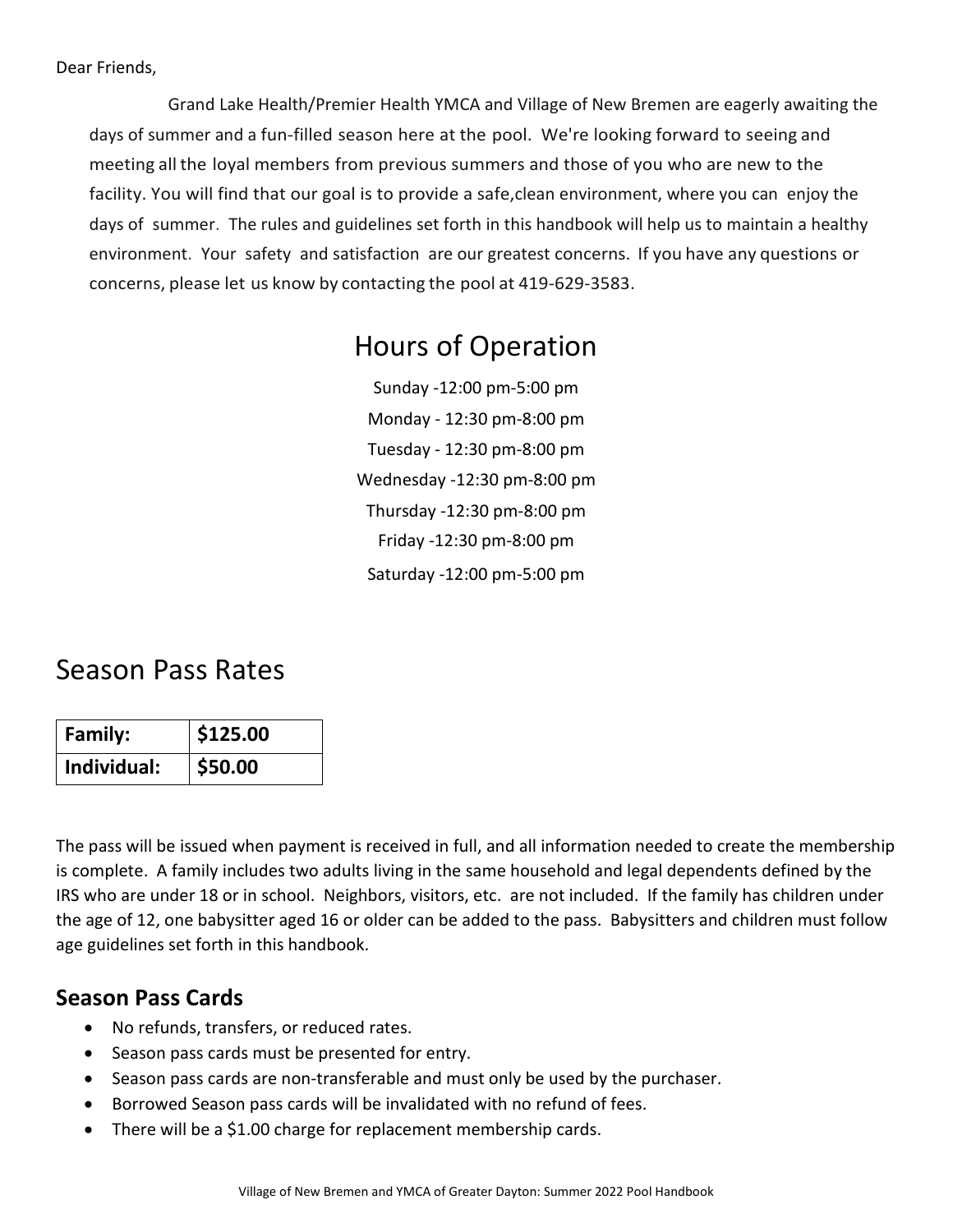Dear Friends,

Grand Lake Health/Premier Health YMCA and Village of New Bremen are eagerly awaiting the days of summer and a fun-filled season here at the pool. We're looking forward to seeing and meeting all the loyal members from previous summers and those of you who are new to the facility. You will find that our goal is to provide a safe,clean environment, where you can enjoy the days of summer. The rules and guidelines set forth in this handbook will help us to maintain a healthy environment. Your safety and satisfaction are our greatest concerns. If you have any questions or concerns, please let us know by contacting the pool at 419-629-3583.

# Hours of Operation

Sunday -12:00 pm-5:00 pm

Monday - 12:30 pm-8:00 pm

Tuesday - 12:30 pm-8:00 pm

Wednesday -12:30 pm-8:00 pm

Thursday -12:30 pm-8:00 pm

Friday -12:30 pm-8:00 pm

Saturday -12:00 pm-5:00 pm

# Season Pass Rates

| **Family:** | **$125.00** |
|---|---|
| **Individual:** | **$50.00** |

The pass will be issued when payment is received in full, and all information needed to create the membership is complete. A family includes two adults living in the same household and legal dependents defined by the IRS who are under 18 or in school. Neighbors, visitors, etc. are not included. If the family has children under the age of 12, one babysitter aged 16 or older can be added to the pass. Babysitters and children must follow age guidelines set forth in this handbook.

## Season Pass Cards

- No refunds, transfers, or reduced rates.
- Season pass cards must be presented for entry.
- Season pass cards are non-transferable and must only be used by the purchaser.
- Borrowed Season pass cards will be invalidated with no refund of fees.
- There will be a $1.00 charge for replacement membership cards.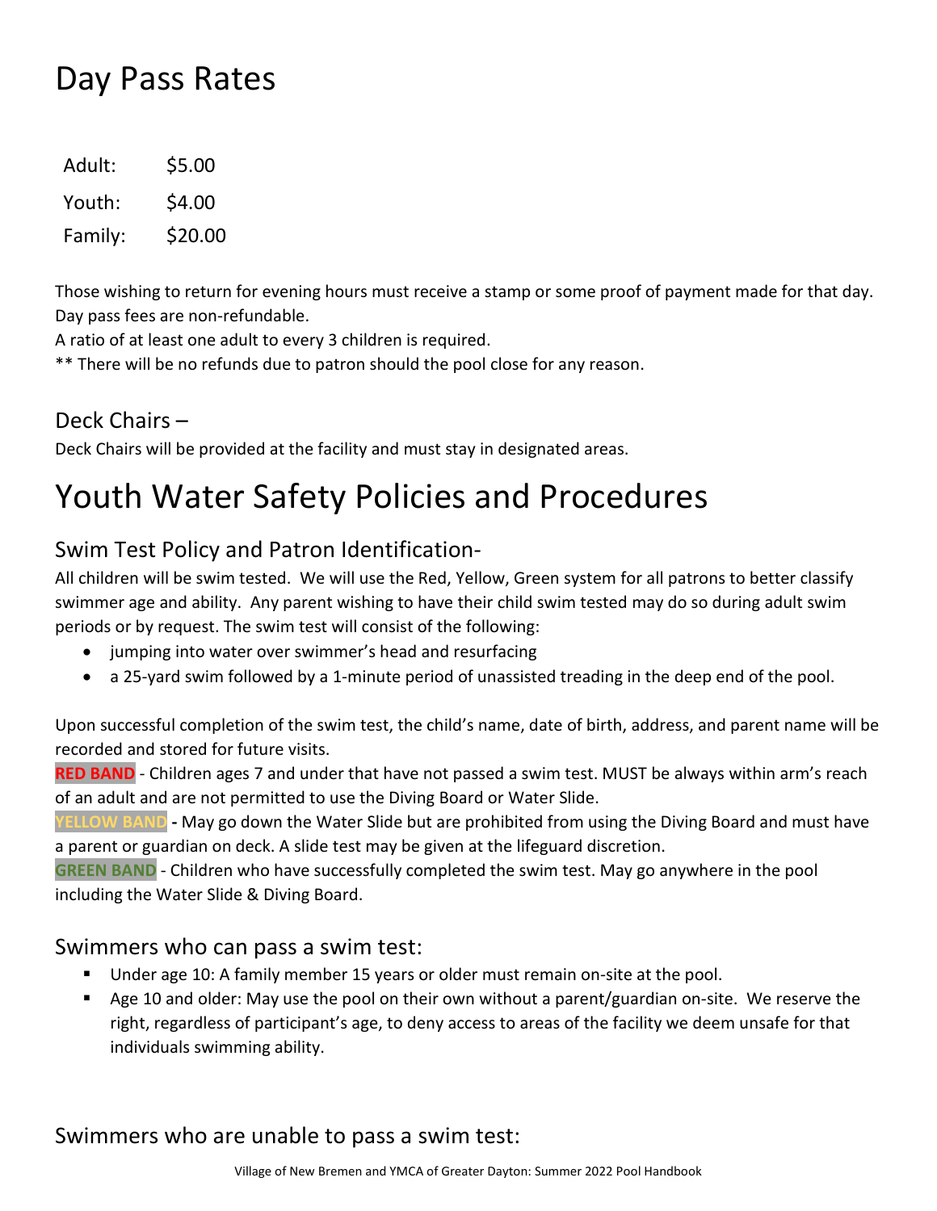# Day Pass Rates

| | |
|---|---|
| Adult: | $5.00 |
| Youth: | $4.00 |
| Family: | $20.00 |

Those wishing to return for evening hours must receive a stamp or some proof of payment made for that day.
Day pass fees are non-refundable.
A ratio of at least one adult to every 3 children is required.
** There will be no refunds due to patron should the pool close for any reason.

## Deck Chairs –

Deck Chairs will be provided at the facility and must stay in designated areas.

# Youth Water Safety Policies and Procedures

## Swim Test Policy and Patron Identification-

All children will be swim tested. We will use the Red, Yellow, Green system for all patrons to better classify swimmer age and ability. Any parent wishing to have their child swim tested may do so during adult swim periods or by request. The swim test will consist of the following:

- jumping into water over swimmer's head and resurfacing
- a 25-yard swim followed by a 1-minute period of unassisted treading in the deep end of the pool.

Upon successful completion of the swim test, the child's name, date of birth, address, and parent name will be recorded and stored for future visits.

**RED BAND** - Children ages 7 and under that have not passed a swim test. MUST be always within arm's reach of an adult and are not permitted to use the Diving Board or Water Slide.

**YELLOW BAND** **-** May go down the Water Slide but are prohibited from using the Diving Board and must have a parent or guardian on deck. A slide test may be given at the lifeguard discretion.

**GREEN BAND** - Children who have successfully completed the swim test. May go anywhere in the pool including the Water Slide & Diving Board.

## Swimmers who can pass a swim test:

- Under age 10: A family member 15 years or older must remain on-site at the pool.
- Age 10 and older: May use the pool on their own without a parent/guardian on-site. We reserve the right, regardless of participant's age, to deny access to areas of the facility we deem unsafe for that individuals swimming ability.

## Swimmers who are unable to pass a swim test: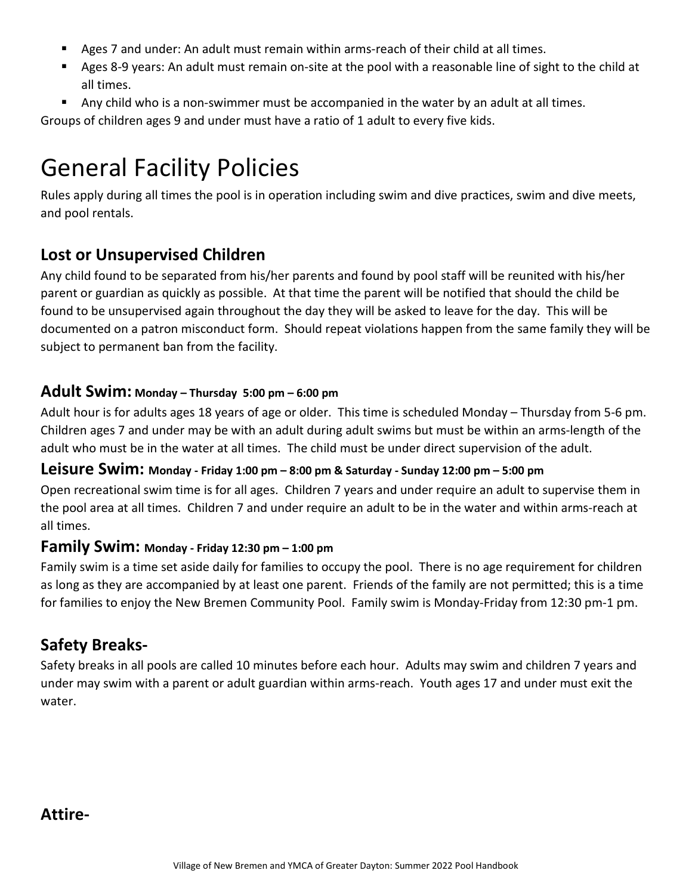- Ages 7 and under: An adult must remain within arms-reach of their child at all times.
- Ages 8-9 years: An adult must remain on-site at the pool with a reasonable line of sight to the child at all times.
- Any child who is a non-swimmer must be accompanied in the water by an adult at all times.

Groups of children ages 9 and under must have a ratio of 1 adult to every five kids.

# General Facility Policies

Rules apply during all times the pool is in operation including swim and dive practices, swim and dive meets, and pool rentals.

## Lost or Unsupervised Children

Any child found to be separated from his/her parents and found by pool staff will be reunited with his/her parent or guardian as quickly as possible. At that time the parent will be notified that should the child be found to be unsupervised again throughout the day they will be asked to leave for the day. This will be documented on a patron misconduct form. Should repeat violations happen from the same family they will be subject to permanent ban from the facility.

### Adult Swim: Monday – Thursday 5:00 pm – 6:00 pm

Adult hour is for adults ages 18 years of age or older. This time is scheduled Monday – Thursday from 5-6 pm. Children ages 7 and under may be with an adult during adult swims but must be within an arms-length of the adult who must be in the water at all times. The child must be under direct supervision of the adult.

### Leisure Swim: Monday - Friday 1:00 pm – 8:00 pm & Saturday - Sunday 12:00 pm – 5:00 pm

Open recreational swim time is for all ages. Children 7 years and under require an adult to supervise them in the pool area at all times. Children 7 and under require an adult to be in the water and within arms-reach at all times.

### Family Swim: Monday - Friday 12:30 pm – 1:00 pm

Family swim is a time set aside daily for families to occupy the pool. There is no age requirement for children as long as they are accompanied by at least one parent. Friends of the family are not permitted; this is a time for families to enjoy the New Bremen Community Pool. Family swim is Monday-Friday from 12:30 pm-1 pm.

## Safety Breaks-

Safety breaks in all pools are called 10 minutes before each hour. Adults may swim and children 7 years and under may swim with a parent or adult guardian within arms-reach. Youth ages 17 and under must exit the water.

## Attire-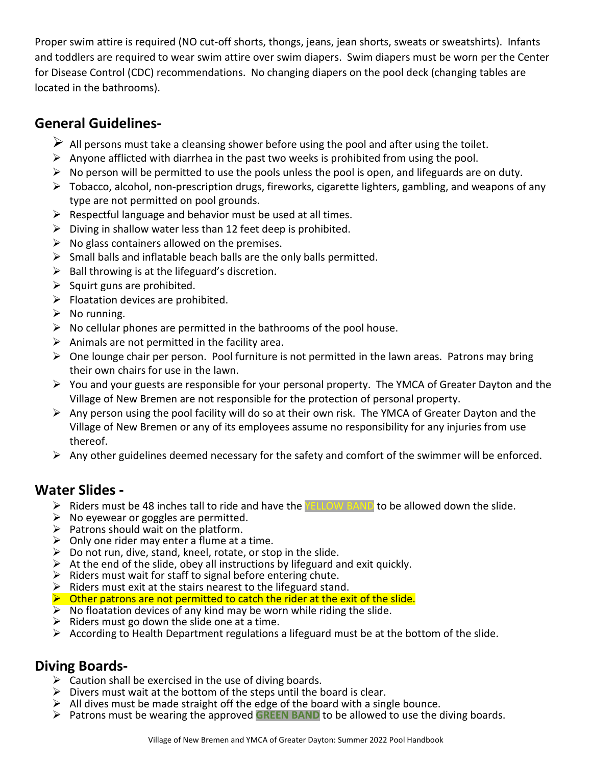Proper swim attire is required (NO cut-off shorts, thongs, jeans, jean shorts, sweats or sweatshirts). Infants and toddlers are required to wear swim attire over swim diapers. Swim diapers must be worn per the Center for Disease Control (CDC) recommendations. No changing diapers on the pool deck (changing tables are located in the bathrooms).

## General Guidelines-

- All persons must take a cleansing shower before using the pool and after using the toilet.
- Anyone afflicted with diarrhea in the past two weeks is prohibited from using the pool.
- No person will be permitted to use the pools unless the pool is open, and lifeguards are on duty.
- Tobacco, alcohol, non-prescription drugs, fireworks, cigarette lighters, gambling, and weapons of any type are not permitted on pool grounds.
- Respectful language and behavior must be used at all times.
- Diving in shallow water less than 12 feet deep is prohibited.
- No glass containers allowed on the premises.
- Small balls and inflatable beach balls are the only balls permitted.
- Ball throwing is at the lifeguard's discretion.
- Squirt guns are prohibited.
- Floatation devices are prohibited.
- No running.
- No cellular phones are permitted in the bathrooms of the pool house.
- Animals are not permitted in the facility area.
- One lounge chair per person. Pool furniture is not permitted in the lawn areas. Patrons may bring their own chairs for use in the lawn.
- You and your guests are responsible for your personal property. The YMCA of Greater Dayton and the Village of New Bremen are not responsible for the protection of personal property.
- Any person using the pool facility will do so at their own risk. The YMCA of Greater Dayton and the Village of New Bremen or any of its employees assume no responsibility for any injuries from use thereof.
- Any other guidelines deemed necessary for the safety and comfort of the swimmer will be enforced.

## Water Slides -

- Riders must be 48 inches tall to ride and have the YELLOW BAND to be allowed down the slide.
- No eyewear or goggles are permitted.
- Patrons should wait on the platform.
- Only one rider may enter a flume at a time.
- Do not run, dive, stand, kneel, rotate, or stop in the slide.
- At the end of the slide, obey all instructions by lifeguard and exit quickly.
- Riders must wait for staff to signal before entering chute.
- Riders must exit at the stairs nearest to the lifeguard stand.
- Other patrons are not permitted to catch the rider at the exit of the slide.
- No floatation devices of any kind may be worn while riding the slide.
- Riders must go down the slide one at a time.
- According to Health Department regulations a lifeguard must be at the bottom of the slide.

## Diving Boards-

- Caution shall be exercised in the use of diving boards.
- Divers must wait at the bottom of the steps until the board is clear.
- All dives must be made straight off the edge of the board with a single bounce.
- Patrons must be wearing the approved **GREEN BAND** to be allowed to use the diving boards.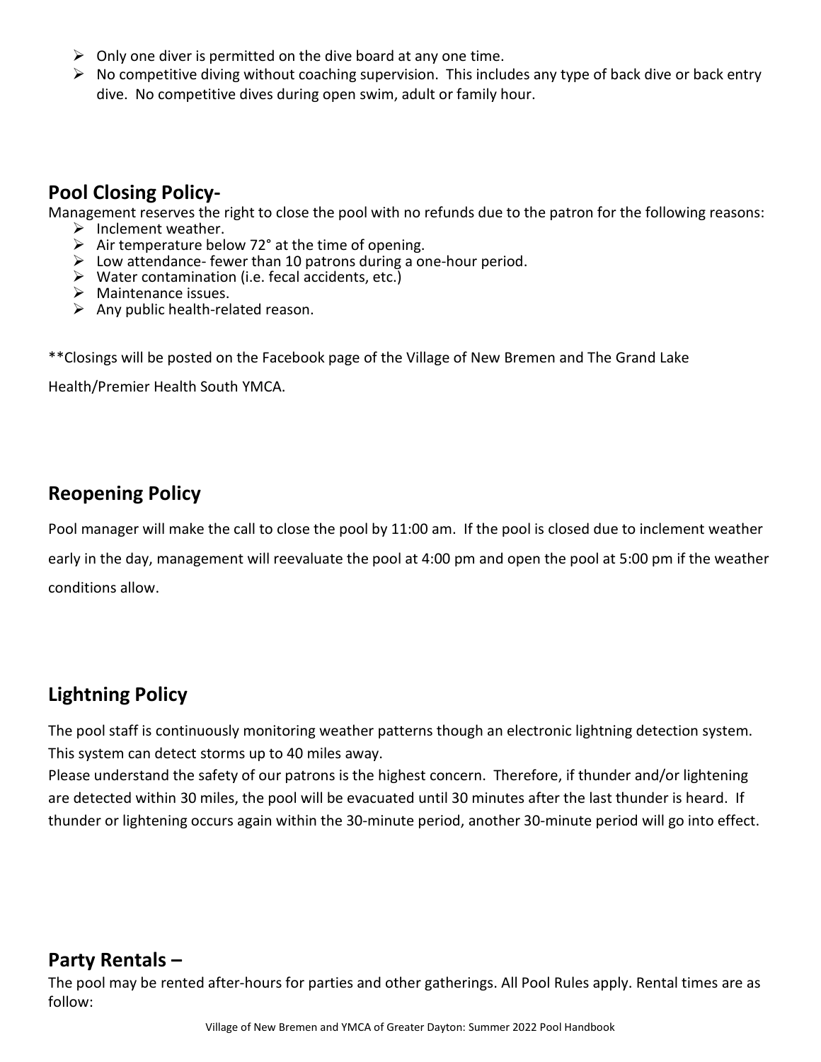- Only one diver is permitted on the dive board at any one time.
- No competitive diving without coaching supervision. This includes any type of back dive or back entry dive. No competitive dives during open swim, adult or family hour.

## Pool Closing Policy-

Management reserves the right to close the pool with no refunds due to the patron for the following reasons:

- Inclement weather.
- Air temperature below 72° at the time of opening.
- Low attendance- fewer than 10 patrons during a one-hour period.
- Water contamination (i.e. fecal accidents, etc.)
- Maintenance issues.
- Any public health-related reason.

**Closings will be posted on the Facebook page of the Village of New Bremen and The Grand Lake Health/Premier Health South YMCA.

## Reopening Policy

Pool manager will make the call to close the pool by 11:00 am. If the pool is closed due to inclement weather early in the day, management will reevaluate the pool at 4:00 pm and open the pool at 5:00 pm if the weather conditions allow.

## Lightning Policy

The pool staff is continuously monitoring weather patterns though an electronic lightning detection system. This system can detect storms up to 40 miles away.

Please understand the safety of our patrons is the highest concern. Therefore, if thunder and/or lightening are detected within 30 miles, the pool will be evacuated until 30 minutes after the last thunder is heard. If thunder or lightening occurs again within the 30-minute period, another 30-minute period will go into effect.

## Party Rentals –

The pool may be rented after-hours for parties and other gatherings. All Pool Rules apply. Rental times are as follow: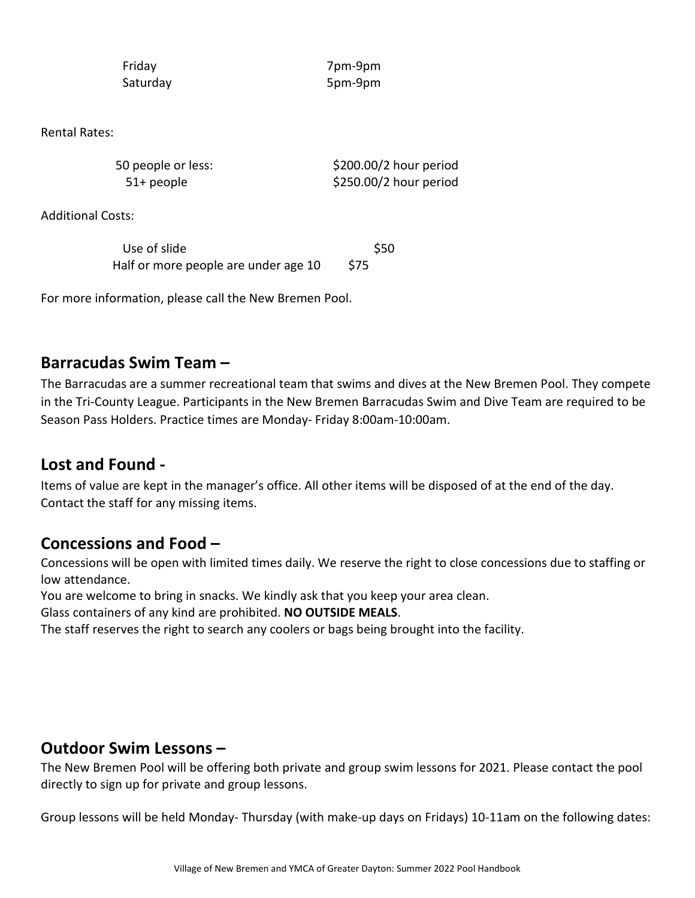| | |
|---|---|
| Friday | 7pm-9pm |
| Saturday | 5pm-9pm |

Rental Rates:

| | |
|---|---|
| 50 people or less: | $200.00/2 hour period |
| 51+ people | $250.00/2 hour period |

Additional Costs:

| | |
|---|---|
| Use of slide | $50 |
| Half or more people are under age 10 | $75 |

For more information, please call the New Bremen Pool.

## Barracudas Swim Team –

The Barracudas are a summer recreational team that swims and dives at the New Bremen Pool. They compete in the Tri-County League. Participants in the New Bremen Barracudas Swim and Dive Team are required to be Season Pass Holders. Practice times are Monday- Friday 8:00am-10:00am.

## Lost and Found -

Items of value are kept in the manager's office. All other items will be disposed of at the end of the day. Contact the staff for any missing items.

## Concessions and Food –

Concessions will be open with limited times daily. We reserve the right to close concessions due to staffing or low attendance.

You are welcome to bring in snacks. We kindly ask that you keep your area clean.

Glass containers of any kind are prohibited. **NO OUTSIDE MEALS**.

The staff reserves the right to search any coolers or bags being brought into the facility.

## Outdoor Swim Lessons –

The New Bremen Pool will be offering both private and group swim lessons for 2021. Please contact the pool directly to sign up for private and group lessons.

Group lessons will be held Monday- Thursday (with make-up days on Fridays) 10-11am on the following dates: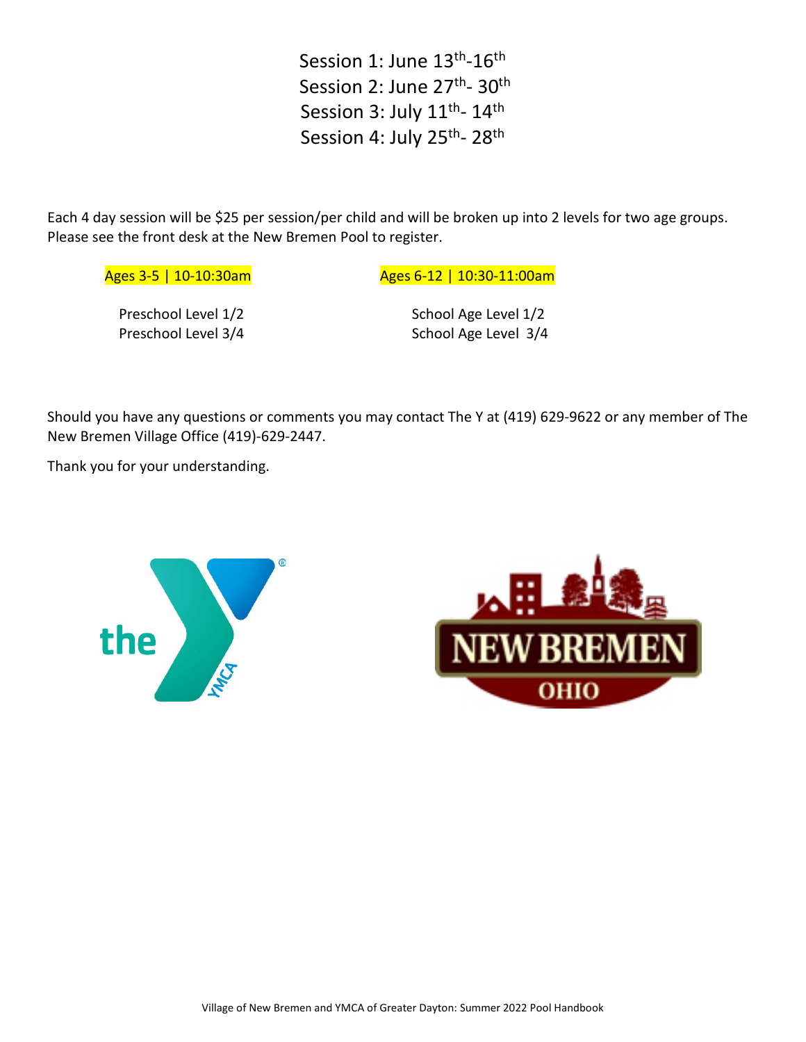Session 1: June 13th-16th
Session 2: June 27th- 30th
Session 3: July 11th- 14th
Session 4: July 25th- 28th

Each 4 day session will be $25 per session/per child and will be broken up into 2 levels for two age groups. Please see the front desk at the New Bremen Pool to register.

| Ages 3-5 \| 10-10:30am | Ages 6-12 \| 10:30-11:00am |
|---|---|
| Preschool Level 1/2 | School Age Level 1/2 |
| Preschool Level 3/4 | School Age Level 3/4 |

Should you have any questions or comments you may contact The Y at (419) 629-9622 or any member of The New Bremen Village Office (419)-629-2447.

Thank you for your understanding.